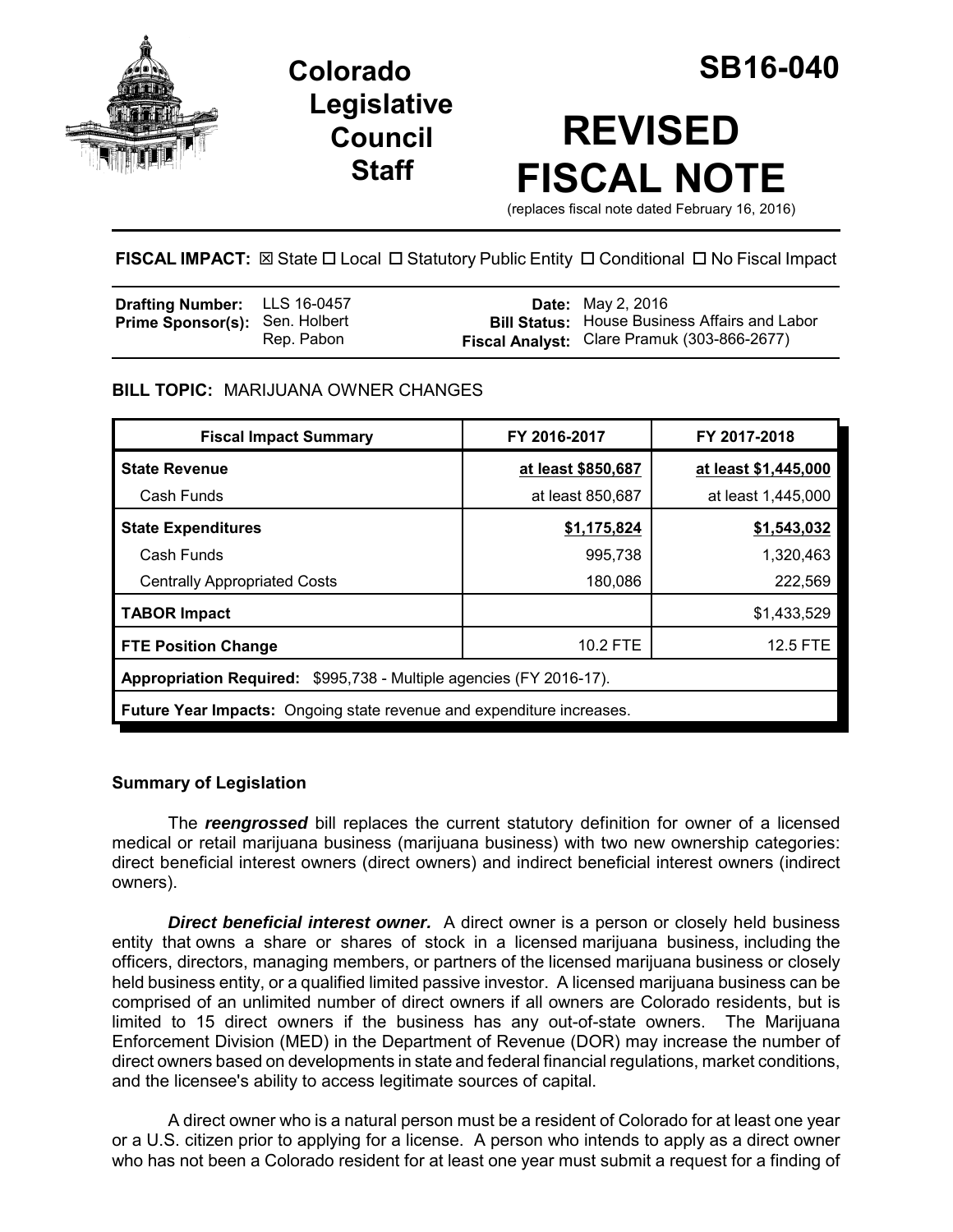# Colorado Legislative Council Staff

# SB16-040

# REVISED FISCAL NOTE

(replaces fiscal note dated February 16, 2016)

**FISCAL IMPACT:** ☒ State ☐ Local ☐ Statutory Public Entity ☐ Conditional ☐ No Fiscal Impact

| | | | |
|---|---|---|---|
| **Drafting Number:** | LLS 16-0457 | **Date:** | May 2, 2016 |
| **Prime Sponsor(s):** | Sen. Holbert<br>Rep. Pabon | **Bill Status:** | House Business Affairs and Labor |
| | | **Fiscal Analyst:** | Clare Pramuk (303-866-2677) |

**BILL TOPIC:** MARIJUANA OWNER CHANGES

| Fiscal Impact Summary | FY 2016-2017 | FY 2017-2018 |
|---|---|---|
| **State Revenue** | at least $850,687 | at least $1,445,000 |
| Cash Funds | at least 850,687 | at least 1,445,000 |
| **State Expenditures** | $1,175,824 | $1,543,032 |
| Cash Funds | 995,738 | 1,320,463 |
| Centrally Appropriated Costs | 180,086 | 222,569 |
| **TABOR Impact** | | $1,433,529 |
| **FTE Position Change** | 10.2 FTE | 12.5 FTE |
| **Appropriation Required:** $995,738 - Multiple agencies (FY 2016-17). | | |
| **Future Year Impacts:** Ongoing state revenue and expenditure increases. | | |

## Summary of Legislation

The ***reengrossed*** bill replaces the current statutory definition for owner of a licensed medical or retail marijuana business (marijuana business) with two new ownership categories: direct beneficial interest owners (direct owners) and indirect beneficial interest owners (indirect owners).

***Direct beneficial interest owner.*** A direct owner is a person or closely held business entity that owns a share or shares of stock in a licensed marijuana business, including the officers, directors, managing members, or partners of the licensed marijuana business or closely held business entity, or a qualified limited passive investor. A licensed marijuana business can be comprised of an unlimited number of direct owners if all owners are Colorado residents, but is limited to 15 direct owners if the business has any out-of-state owners. The Marijuana Enforcement Division (MED) in the Department of Revenue (DOR) may increase the number of direct owners based on developments in state and federal financial regulations, market conditions, and the licensee's ability to access legitimate sources of capital.

A direct owner who is a natural person must be a resident of Colorado for at least one year or a U.S. citizen prior to applying for a license. A person who intends to apply as a direct owner who has not been a Colorado resident for at least one year must submit a request for a finding of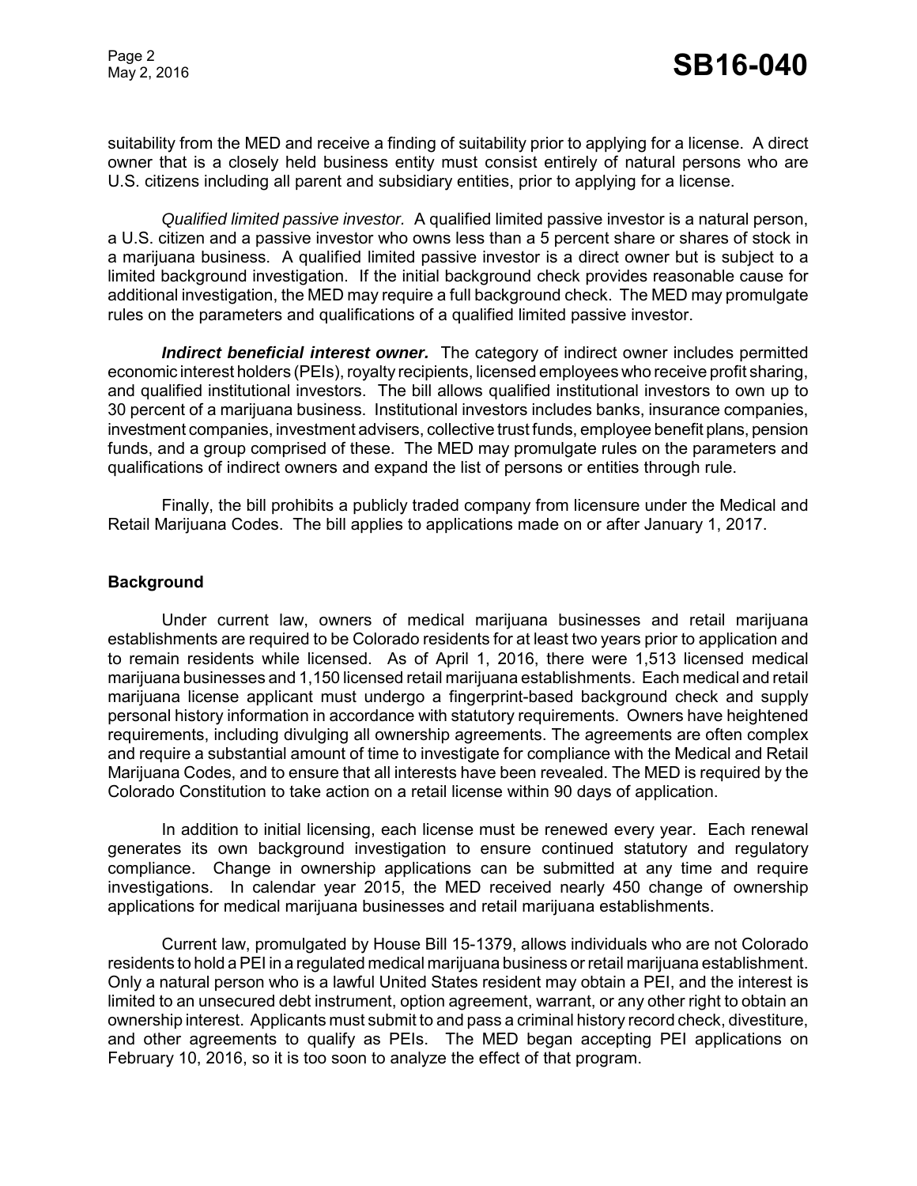suitability from the MED and receive a finding of suitability prior to applying for a license. A direct owner that is a closely held business entity must consist entirely of natural persons who are U.S. citizens including all parent and subsidiary entities, prior to applying for a license.

*Qualified limited passive investor.* A qualified limited passive investor is a natural person, a U.S. citizen and a passive investor who owns less than a 5 percent share or shares of stock in a marijuana business. A qualified limited passive investor is a direct owner but is subject to a limited background investigation. If the initial background check provides reasonable cause for additional investigation, the MED may require a full background check. The MED may promulgate rules on the parameters and qualifications of a qualified limited passive investor.

***Indirect beneficial interest owner.*** The category of indirect owner includes permitted economic interest holders (PEIs), royalty recipients, licensed employees who receive profit sharing, and qualified institutional investors. The bill allows qualified institutional investors to own up to 30 percent of a marijuana business. Institutional investors includes banks, insurance companies, investment companies, investment advisers, collective trust funds, employee benefit plans, pension funds, and a group comprised of these. The MED may promulgate rules on the parameters and qualifications of indirect owners and expand the list of persons or entities through rule.

Finally, the bill prohibits a publicly traded company from licensure under the Medical and Retail Marijuana Codes. The bill applies to applications made on or after January 1, 2017.

**Background**

Under current law, owners of medical marijuana businesses and retail marijuana establishments are required to be Colorado residents for at least two years prior to application and to remain residents while licensed. As of April 1, 2016, there were 1,513 licensed medical marijuana businesses and 1,150 licensed retail marijuana establishments. Each medical and retail marijuana license applicant must undergo a fingerprint-based background check and supply personal history information in accordance with statutory requirements. Owners have heightened requirements, including divulging all ownership agreements. The agreements are often complex and require a substantial amount of time to investigate for compliance with the Medical and Retail Marijuana Codes, and to ensure that all interests have been revealed. The MED is required by the Colorado Constitution to take action on a retail license within 90 days of application.

In addition to initial licensing, each license must be renewed every year. Each renewal generates its own background investigation to ensure continued statutory and regulatory compliance. Change in ownership applications can be submitted at any time and require investigations. In calendar year 2015, the MED received nearly 450 change of ownership applications for medical marijuana businesses and retail marijuana establishments.

Current law, promulgated by House Bill 15-1379, allows individuals who are not Colorado residents to hold a PEI in a regulated medical marijuana business or retail marijuana establishment. Only a natural person who is a lawful United States resident may obtain a PEI, and the interest is limited to an unsecured debt instrument, option agreement, warrant, or any other right to obtain an ownership interest. Applicants must submit to and pass a criminal history record check, divestiture, and other agreements to qualify as PEIs. The MED began accepting PEI applications on February 10, 2016, so it is too soon to analyze the effect of that program.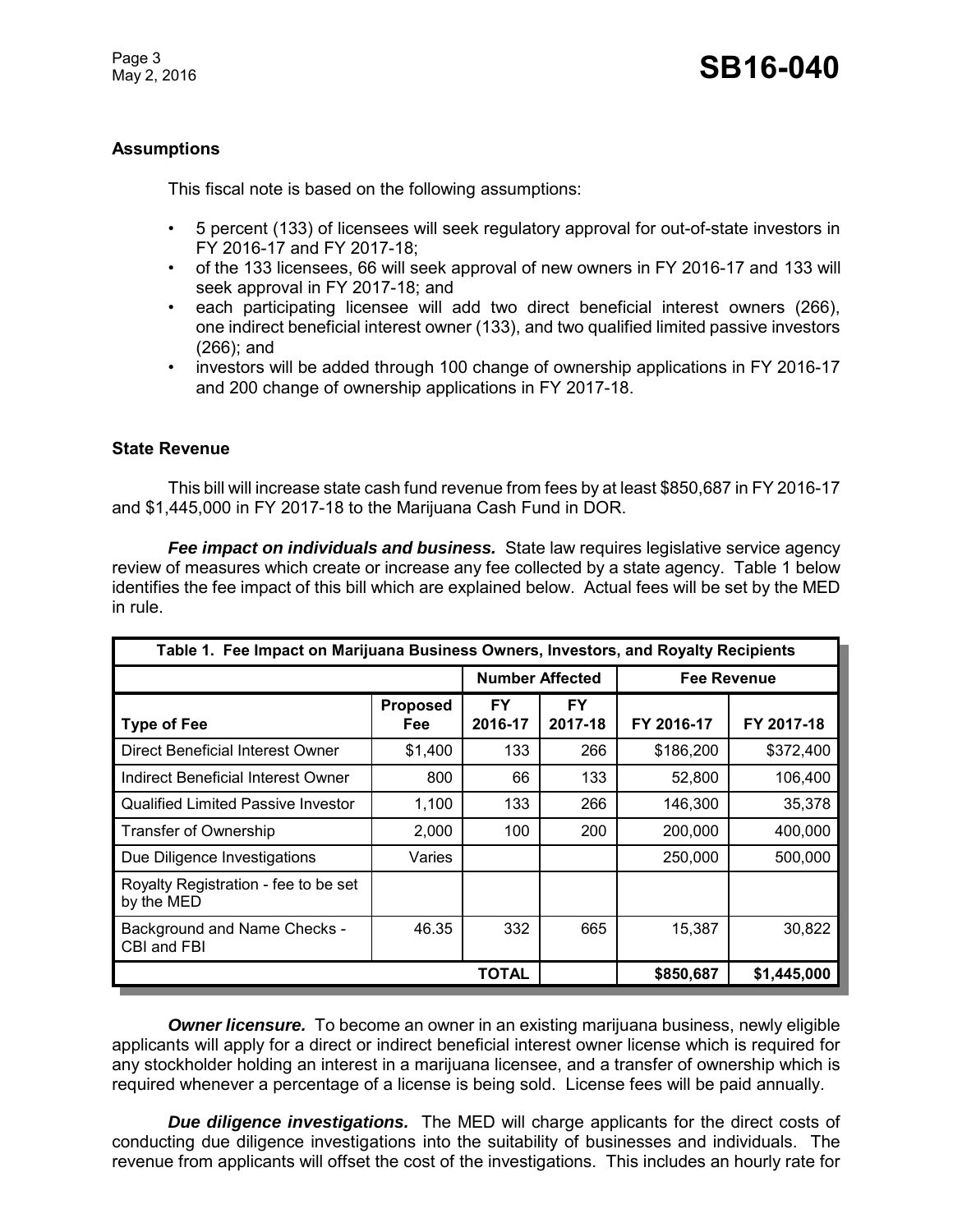### Assumptions

This fiscal note is based on the following assumptions:

- 5 percent (133) of licensees will seek regulatory approval for out-of-state investors in FY 2016-17 and FY 2017-18;
- of the 133 licensees, 66 will seek approval of new owners in FY 2016-17 and 133 will seek approval in FY 2017-18; and
- each participating licensee will add two direct beneficial interest owners (266), one indirect beneficial interest owner (133), and two qualified limited passive investors (266); and
- investors will be added through 100 change of ownership applications in FY 2016-17 and 200 change of ownership applications in FY 2017-18.

### State Revenue

This bill will increase state cash fund revenue from fees by at least $850,687 in FY 2016-17 and $1,445,000 in FY 2017-18 to the Marijuana Cash Fund in DOR.

***Fee impact on individuals and business.*** State law requires legislative service agency review of measures which create or increase any fee collected by a state agency. Table 1 below identifies the fee impact of this bill which are explained below. Actual fees will be set by the MED in rule.

| Table 1. Fee Impact on Marijuana Business Owners, Investors, and Royalty Recipients | | | | | |
|---|---|---|---|---|---|
| | | Number Affected | | Fee Revenue | |
| Type of Fee | Proposed Fee | FY 2016-17 | FY 2017-18 | FY 2016-17 | FY 2017-18 |
| Direct Beneficial Interest Owner | $1,400 | 133 | 266 | $186,200 | $372,400 |
| Indirect Beneficial Interest Owner | 800 | 66 | 133 | 52,800 | 106,400 |
| Qualified Limited Passive Investor | 1,100 | 133 | 266 | 146,300 | 35,378 |
| Transfer of Ownership | 2,000 | 100 | 200 | 200,000 | 400,000 |
| Due Diligence Investigations | Varies | | | 250,000 | 500,000 |
| Royalty Registration - fee to be set by the MED | | | | | |
| Background and Name Checks - CBI and FBI | 46.35 | 332 | 665 | 15,387 | 30,822 |
| | | TOTAL | | $850,687 | $1,445,000 |

***Owner licensure.*** To become an owner in an existing marijuana business, newly eligible applicants will apply for a direct or indirect beneficial interest owner license which is required for any stockholder holding an interest in a marijuana licensee, and a transfer of ownership which is required whenever a percentage of a license is being sold. License fees will be paid annually.

***Due diligence investigations.*** The MED will charge applicants for the direct costs of conducting due diligence investigations into the suitability of businesses and individuals. The revenue from applicants will offset the cost of the investigations. This includes an hourly rate for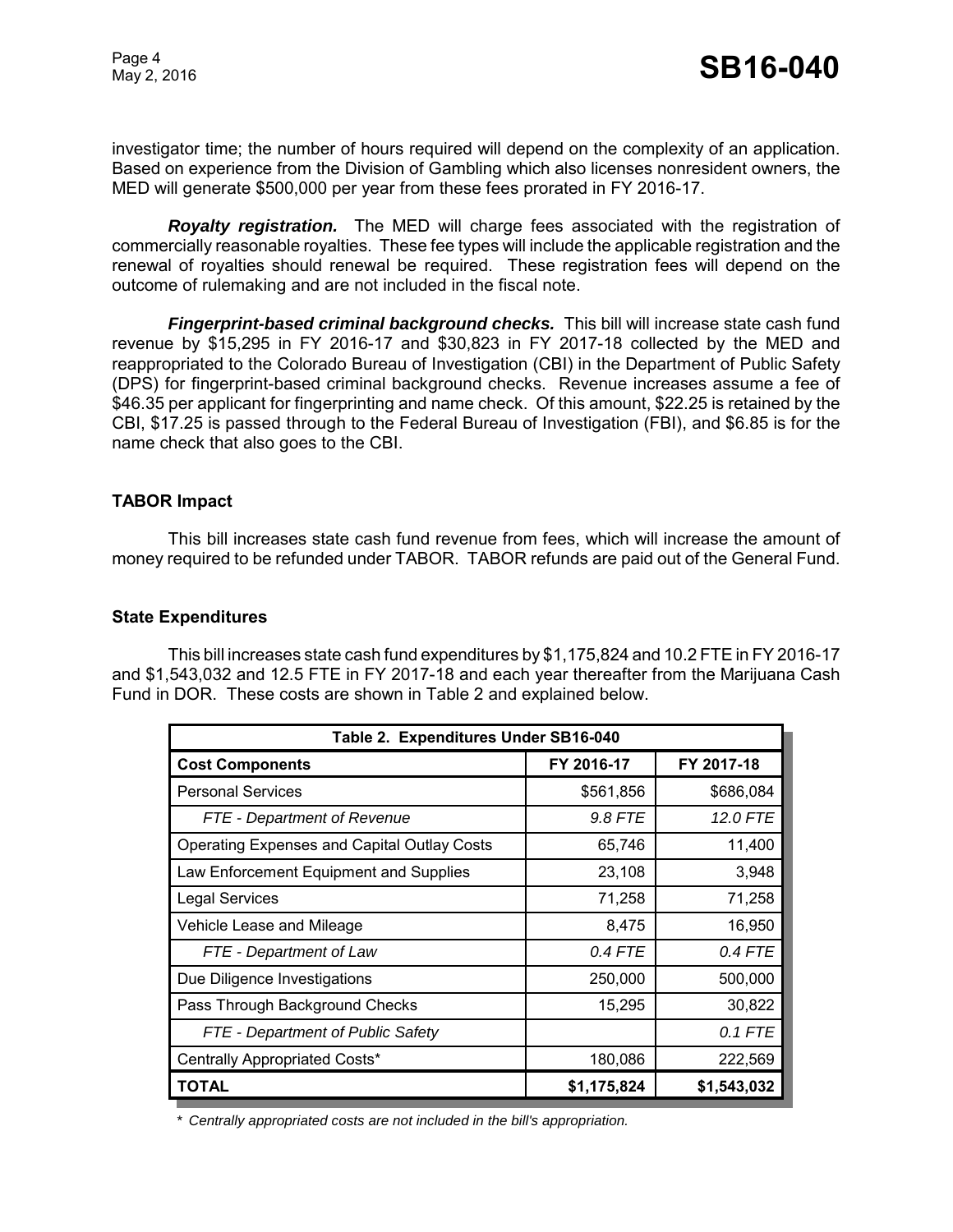investigator time; the number of hours required will depend on the complexity of an application. Based on experience from the Division of Gambling which also licenses nonresident owners, the MED will generate $500,000 per year from these fees prorated in FY 2016-17.

***Royalty registration.*** The MED will charge fees associated with the registration of commercially reasonable royalties. These fee types will include the applicable registration and the renewal of royalties should renewal be required. These registration fees will depend on the outcome of rulemaking and are not included in the fiscal note.

***Fingerprint-based criminal background checks.*** This bill will increase state cash fund revenue by $15,295 in FY 2016-17 and $30,823 in FY 2017-18 collected by the MED and reappropriated to the Colorado Bureau of Investigation (CBI) in the Department of Public Safety (DPS) for fingerprint-based criminal background checks. Revenue increases assume a fee of $46.35 per applicant for fingerprinting and name check. Of this amount, $22.25 is retained by the CBI, $17.25 is passed through to the Federal Bureau of Investigation (FBI), and $6.85 is for the name check that also goes to the CBI.

### TABOR Impact

This bill increases state cash fund revenue from fees, which will increase the amount of money required to be refunded under TABOR. TABOR refunds are paid out of the General Fund.

### State Expenditures

This bill increases state cash fund expenditures by $1,175,824 and 10.2 FTE in FY 2016-17 and $1,543,032 and 12.5 FTE in FY 2017-18 and each year thereafter from the Marijuana Cash Fund in DOR. These costs are shown in Table 2 and explained below.

**Table 2. Expenditures Under SB16-040**

| Cost Components | FY 2016-17 | FY 2017-18 |
|---|---|---|
| Personal Services | $561,856 | $686,084 |
| *FTE - Department of Revenue* | *9.8 FTE* | *12.0 FTE* |
| Operating Expenses and Capital Outlay Costs | 65,746 | 11,400 |
| Law Enforcement Equipment and Supplies | 23,108 | 3,948 |
| Legal Services | 71,258 | 71,258 |
| Vehicle Lease and Mileage | 8,475 | 16,950 |
| *FTE - Department of Law* | *0.4 FTE* | *0.4 FTE* |
| Due Diligence Investigations | 250,000 | 500,000 |
| Pass Through Background Checks | 15,295 | 30,822 |
| *FTE - Department of Public Safety* | | *0.1 FTE* |
| Centrally Appropriated Costs* | 180,086 | 222,569 |
| **TOTAL** | **$1,175,824** | **$1,543,032** |

\* *Centrally appropriated costs are not included in the bill's appropriation.*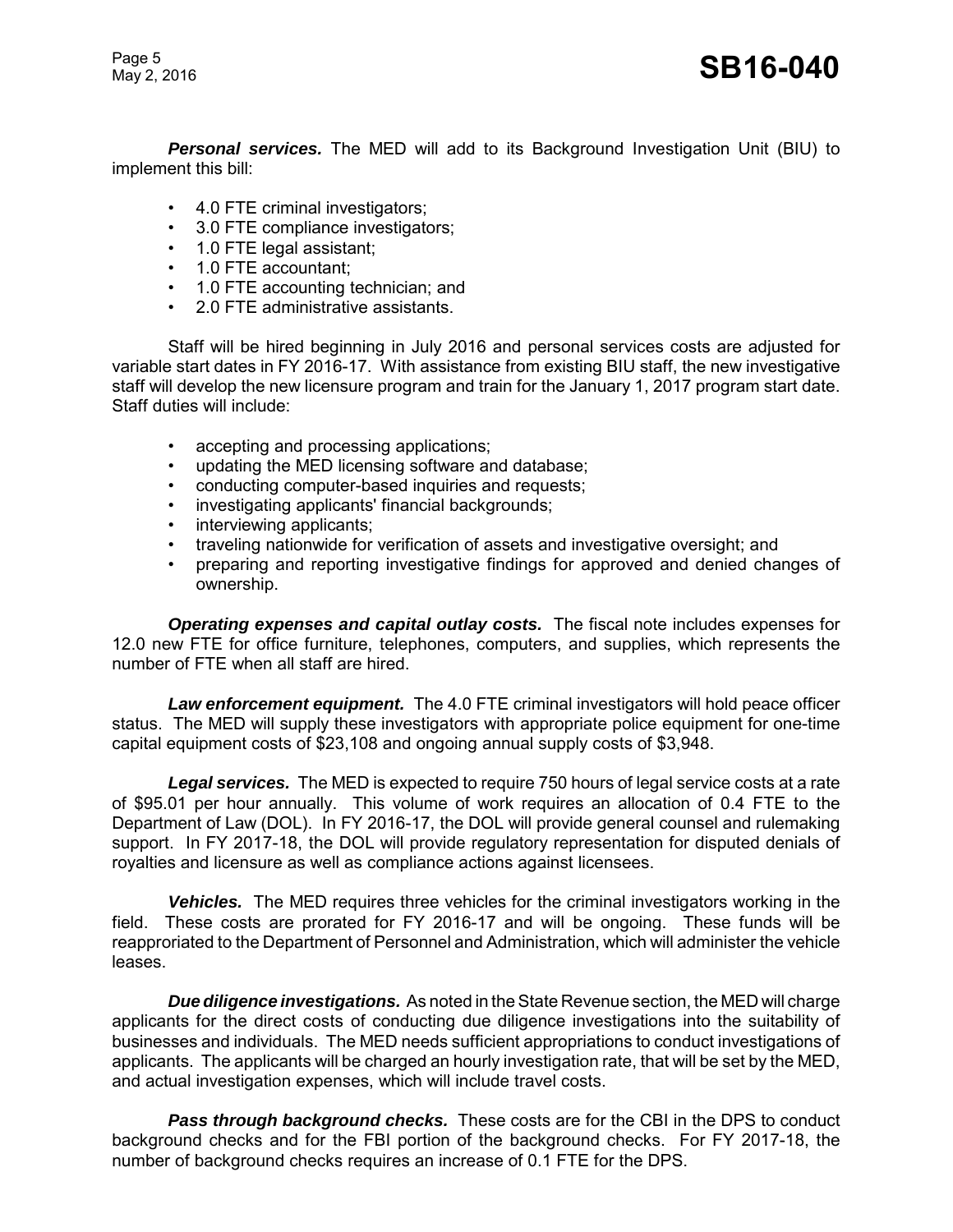***Personal services.*** The MED will add to its Background Investigation Unit (BIU) to implement this bill:

- 4.0 FTE criminal investigators;
- 3.0 FTE compliance investigators;
- 1.0 FTE legal assistant;
- 1.0 FTE accountant;
- 1.0 FTE accounting technician; and
- 2.0 FTE administrative assistants.

Staff will be hired beginning in July 2016 and personal services costs are adjusted for variable start dates in FY 2016-17. With assistance from existing BIU staff, the new investigative staff will develop the new licensure program and train for the January 1, 2017 program start date. Staff duties will include:

- accepting and processing applications;
- updating the MED licensing software and database;
- conducting computer-based inquiries and requests;
- investigating applicants' financial backgrounds;
- interviewing applicants;
- traveling nationwide for verification of assets and investigative oversight; and
- preparing and reporting investigative findings for approved and denied changes of ownership.

***Operating expenses and capital outlay costs.*** The fiscal note includes expenses for 12.0 new FTE for office furniture, telephones, computers, and supplies, which represents the number of FTE when all staff are hired.

***Law enforcement equipment.*** The 4.0 FTE criminal investigators will hold peace officer status. The MED will supply these investigators with appropriate police equipment for one-time capital equipment costs of $23,108 and ongoing annual supply costs of $3,948.

***Legal services.*** The MED is expected to require 750 hours of legal service costs at a rate of $95.01 per hour annually. This volume of work requires an allocation of 0.4 FTE to the Department of Law (DOL). In FY 2016-17, the DOL will provide general counsel and rulemaking support. In FY 2017-18, the DOL will provide regulatory representation for disputed denials of royalties and licensure as well as compliance actions against licensees.

***Vehicles.*** The MED requires three vehicles for the criminal investigators working in the field. These costs are prorated for FY 2016-17 and will be ongoing. These funds will be reappropriated to the Department of Personnel and Administration, which will administer the vehicle leases.

***Due diligence investigations.*** As noted in the State Revenue section, the MED will charge applicants for the direct costs of conducting due diligence investigations into the suitability of businesses and individuals. The MED needs sufficient appropriations to conduct investigations of applicants. The applicants will be charged an hourly investigation rate, that will be set by the MED, and actual investigation expenses, which will include travel costs.

***Pass through background checks.*** These costs are for the CBI in the DPS to conduct background checks and for the FBI portion of the background checks. For FY 2017-18, the number of background checks requires an increase of 0.1 FTE for the DPS.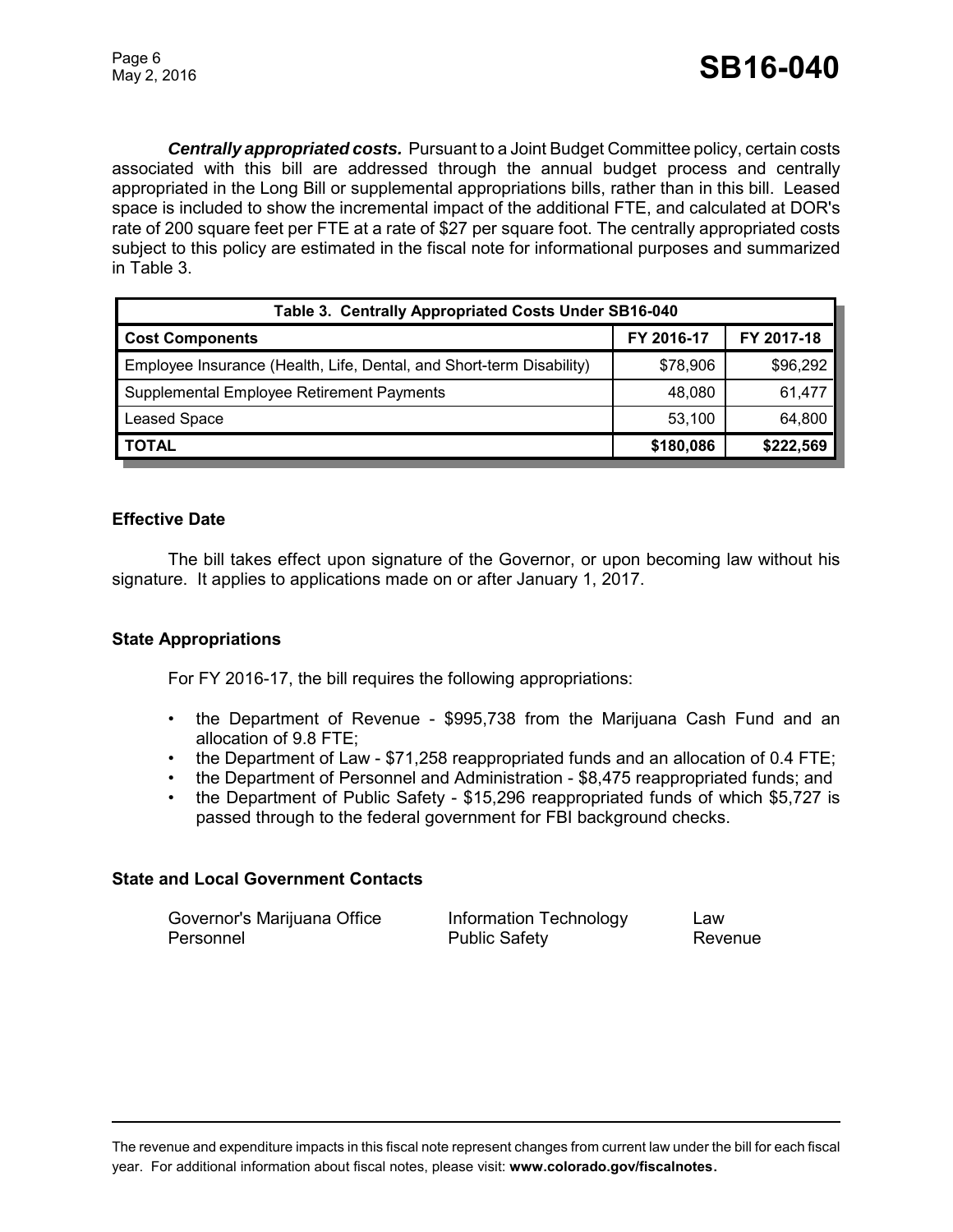***Centrally appropriated costs.*** Pursuant to a Joint Budget Committee policy, certain costs associated with this bill are addressed through the annual budget process and centrally appropriated in the Long Bill or supplemental appropriations bills, rather than in this bill. Leased space is included to show the incremental impact of the additional FTE, and calculated at DOR's rate of 200 square feet per FTE at a rate of $27 per square foot. The centrally appropriated costs subject to this policy are estimated in the fiscal note for informational purposes and summarized in Table 3.

| Table 3. Centrally Appropriated Costs Under SB16-040 | | |
|---|---|---|
| **Cost Components** | **FY 2016-17** | **FY 2017-18** |
| Employee Insurance (Health, Life, Dental, and Short-term Disability) | $78,906 | $96,292 |
| Supplemental Employee Retirement Payments | 48,080 | 61,477 |
| Leased Space | 53,100 | 64,800 |
| **TOTAL** | **$180,086** | **$222,569** |

## Effective Date

The bill takes effect upon signature of the Governor, or upon becoming law without his signature. It applies to applications made on or after January 1, 2017.

## State Appropriations

For FY 2016-17, the bill requires the following appropriations:

- the Department of Revenue - $995,738 from the Marijuana Cash Fund and an allocation of 9.8 FTE;
- the Department of Law - $71,258 reappropriated funds and an allocation of 0.4 FTE;
- the Department of Personnel and Administration - $8,475 reappropriated funds; and
- the Department of Public Safety - $15,296 reappropriated funds of which $5,727 is passed through to the federal government for FBI background checks.

## State and Local Government Contacts

| | | |
|---|---|---|
| Governor's Marijuana Office | Information Technology | Law |
| Personnel | Public Safety | Revenue |

The revenue and expenditure impacts in this fiscal note represent changes from current law under the bill for each fiscal year. For additional information about fiscal notes, please visit: **www.colorado.gov/fiscalnotes.**